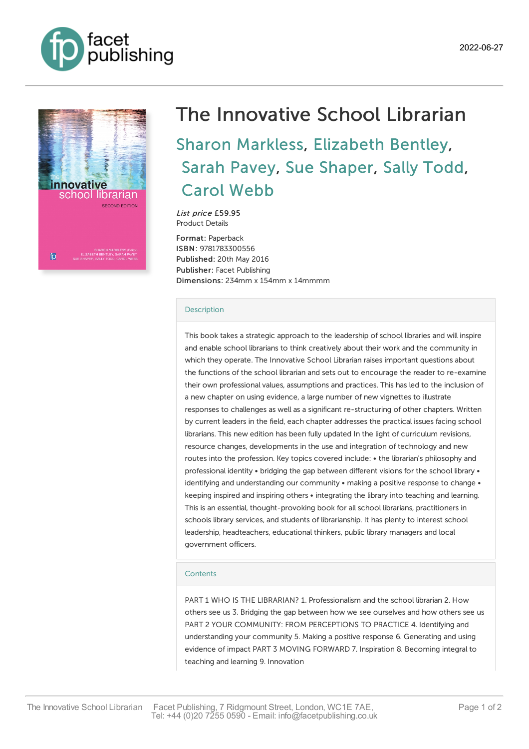2022-06-27

# The Innovative School Librarian

## Sharon Markless, Elizabeth Bentley, Sarah Pavey, Sue Shaper, Sally Todd, Carol Webb

*List price* £59.95
Product Details

**Format:** Paperback
**ISBN:** 9781783300556
**Published:** 20th May 2016
**Publisher:** Facet Publishing
**Dimensions:** 234mm x 154mm x 14mmmm

### Description

This book takes a strategic approach to the leadership of school libraries and will inspire and enable school librarians to think creatively about their work and the community in which they operate. The Innovative School Librarian raises important questions about the functions of the school librarian and sets out to encourage the reader to re-examine their own professional values, assumptions and practices. This has led to the inclusion of a new chapter on using evidence, a large number of new vignettes to illustrate responses to challenges as well as a significant re-structuring of other chapters. Written by current leaders in the field, each chapter addresses the practical issues facing school librarians. This new edition has been fully updated In the light of curriculum revisions, resource changes, developments in the use and integration of technology and new routes into the profession. Key topics covered include: • the librarian's philosophy and professional identity • bridging the gap between different visions for the school library • identifying and understanding our community • making a positive response to change • keeping inspired and inspiring others • integrating the library into teaching and learning. This is an essential, thought-provoking book for all school librarians, practitioners in schools library services, and students of librarianship. It has plenty to interest school leadership, headteachers, educational thinkers, public library managers and local government officers.

### Contents

PART 1 WHO IS THE LIBRARIAN? 1. Professionalism and the school librarian 2. How others see us 3. Bridging the gap between how we see ourselves and how others see us PART 2 YOUR COMMUNITY: FROM PERCEPTIONS TO PRACTICE 4. Identifying and understanding your community 5. Making a positive response 6. Generating and using evidence of impact PART 3 MOVING FORWARD 7. Inspiration 8. Becoming integral to teaching and learning 9. Innovation

Facet Publishing, 7 Ridgmount Street, London, WC1E 7AE,
Tel: +44 (0)20 7255 0590 - Email: info@facetpublishing.co.uk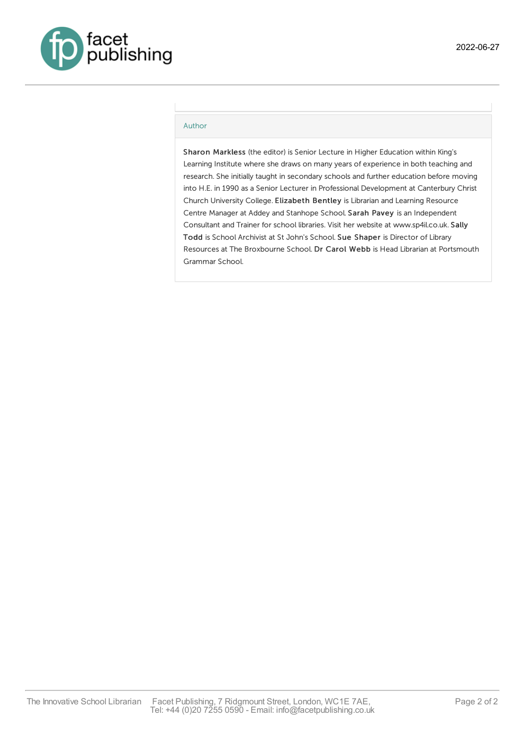## Author

**Sharon Markless** (the editor) is Senior Lecture in Higher Education within King's Learning Institute where she draws on many years of experience in both teaching and research. She initially taught in secondary schools and further education before moving into H.E. in 1990 as a Senior Lecturer in Professional Development at Canterbury Christ Church University College. **Elizabeth Bentley** is Librarian and Learning Resource Centre Manager at Addey and Stanhope School. **Sarah Pavey** is an Independent Consultant and Trainer for school libraries. Visit her website at www.sp4il.co.uk. **Sally Todd** is School Archivist at St John's School. **Sue Shaper** is Director of Library Resources at The Broxbourne School. **Dr Carol Webb** is Head Librarian at Portsmouth Grammar School.